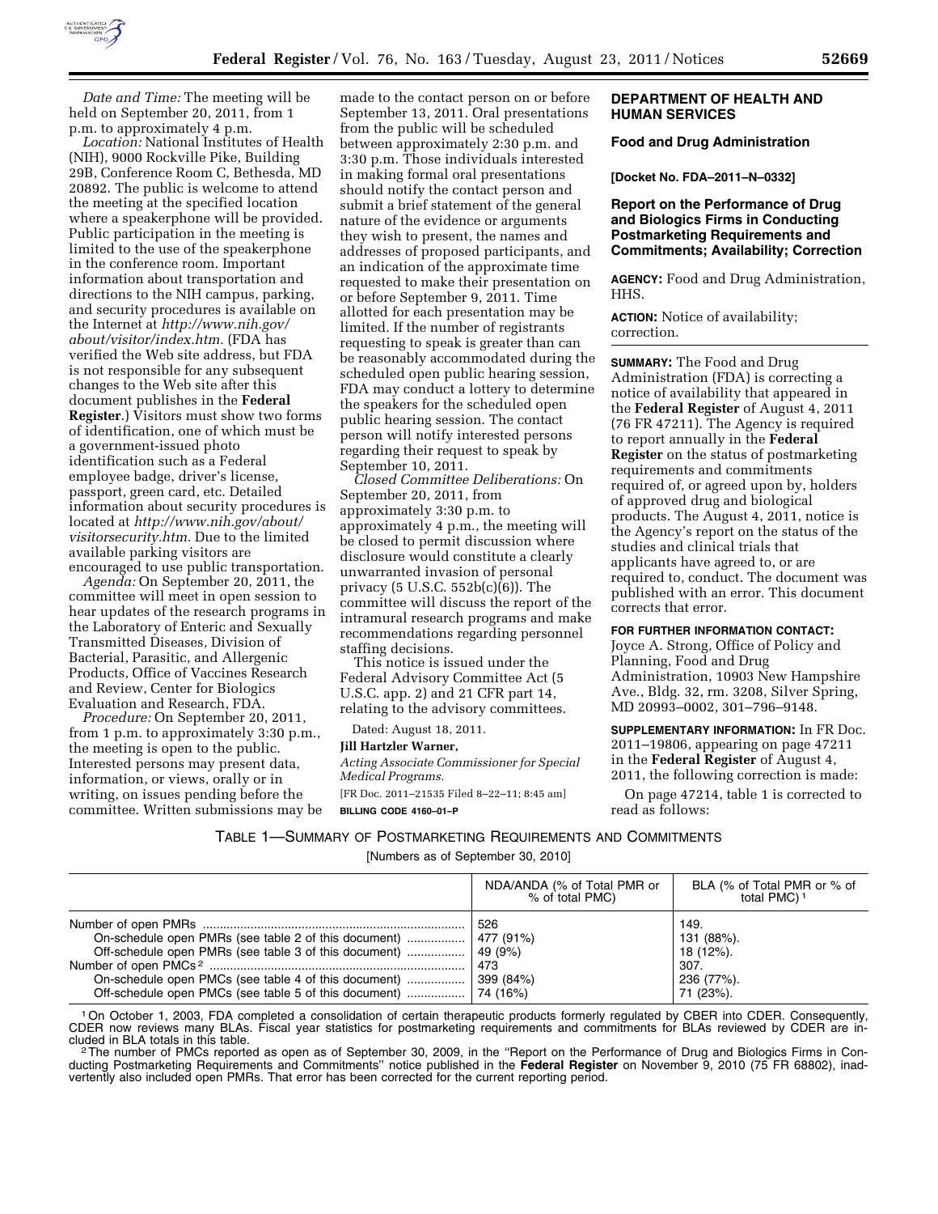*Date and Time:* The meeting will be held on September 20, 2011, from 1 p.m. to approximately 4 p.m.

*Location:* National Institutes of Health (NIH), 9000 Rockville Pike, Building 29B, Conference Room C, Bethesda, MD 20892. The public is welcome to attend the meeting at the specified location where a speakerphone will be provided. Public participation in the meeting is limited to the use of the speakerphone in the conference room. Important information about transportation and directions to the NIH campus, parking, and security procedures is available on the Internet at *http://www.nih.gov/about/visitor/index.htm.* (FDA has verified the Web site address, but FDA is not responsible for any subsequent changes to the Web site after this document publishes in the **Federal Register**.) Visitors must show two forms of identification, one of which must be a government-issued photo identification such as a Federal employee badge, driver's license, passport, green card, etc. Detailed information about security procedures is located at *http://www.nih.gov/about/visitorsecurity.htm.* Due to the limited available parking visitors are encouraged to use public transportation.

*Agenda:* On September 20, 2011, the committee will meet in open session to hear updates of the research programs in the Laboratory of Enteric and Sexually Transmitted Diseases, Division of Bacterial, Parasitic, and Allergenic Products, Office of Vaccines Research and Review, Center for Biologics Evaluation and Research, FDA.

*Procedure:* On September 20, 2011, from 1 p.m. to approximately 3:30 p.m., the meeting is open to the public. Interested persons may present data, information, or views, orally or in writing, on issues pending before the committee. Written submissions may be made to the contact person on or before September 13, 2011. Oral presentations from the public will be scheduled between approximately 2:30 p.m. and 3:30 p.m. Those individuals interested in making formal oral presentations should notify the contact person and submit a brief statement of the general nature of the evidence or arguments they wish to present, the names and addresses of proposed participants, and an indication of the approximate time requested to make their presentation on or before September 9, 2011. Time allotted for each presentation may be limited. If the number of registrants requesting to speak is greater than can be reasonably accommodated during the scheduled open public hearing session, FDA may conduct a lottery to determine the speakers for the scheduled open public hearing session. The contact person will notify interested persons regarding their request to speak by September 10, 2011.

*Closed Committee Deliberations:* On September 20, 2011, from approximately 3:30 p.m. to approximately 4 p.m., the meeting will be closed to permit discussion where disclosure would constitute a clearly unwarranted invasion of personal privacy (5 U.S.C. 552b(c)(6)). The committee will discuss the report of the intramural research programs and make recommendations regarding personnel staffing decisions.

This notice is issued under the Federal Advisory Committee Act (5 U.S.C. app. 2) and 21 CFR part 14, relating to the advisory committees.

Dated: August 18, 2011.

**Jill Hartzler Warner,**

*Acting Associate Commissioner for Special Medical Programs.*

[FR Doc. 2011–21535 Filed 8–22–11; 8:45 am]

**BILLING CODE 4160–01–P**

## DEPARTMENT OF HEALTH AND HUMAN SERVICES

### Food and Drug Administration

**[Docket No. FDA–2011–N–0332]**

### Report on the Performance of Drug and Biologics Firms in Conducting Postmarketing Requirements and Commitments; Availability; Correction

**AGENCY:** Food and Drug Administration, HHS.

**ACTION:** Notice of availability; correction.

**SUMMARY:** The Food and Drug Administration (FDA) is correcting a notice of availability that appeared in the **Federal Register** of August 4, 2011 (76 FR 47211). The Agency is required to report annually in the **Federal Register** on the status of postmarketing requirements and commitments required of, or agreed upon by, holders of approved drug and biological products. The August 4, 2011, notice is the Agency's report on the status of the studies and clinical trials that applicants have agreed to, or are required to, conduct. The document was published with an error. This document corrects that error.

**FOR FURTHER INFORMATION CONTACT:** Joyce A. Strong, Office of Policy and Planning, Food and Drug Administration, 10903 New Hampshire Ave., Bldg. 32, rm. 3208, Silver Spring, MD 20993–0002, 301–796–9148.

**SUPPLEMENTARY INFORMATION:** In FR Doc. 2011–19806, appearing on page 47211 in the **Federal Register** of August 4, 2011, the following correction is made:

On page 47214, table 1 is corrected to read as follows:

TABLE 1—SUMMARY OF POSTMARKETING REQUIREMENTS AND COMMITMENTS

[Numbers as of September 30, 2010]

| | NDA/ANDA (% of Total PMR or % of total PMC) | BLA (% of Total PMR or % of total PMC) [1] |
|---|---|---|
| Number of open PMRs | 526 | 149. |
| On-schedule open PMRs (see table 2 of this document) | 477 (91%) | 131 (88%). |
| Off-schedule open PMRs (see table 3 of this document) | 49 (9%) | 18 (12%). |
| Number of open PMCs [2] | 473 | 307. |
| On-schedule open PMCs (see table 4 of this document) | 399 (84%) | 236 (77%). |
| Off-schedule open PMCs (see table 5 of this document) | 74 (16%) | 71 (23%). |

[1] On October 1, 2003, FDA completed a consolidation of certain therapeutic products formerly regulated by CBER into CDER. Consequently, CDER now reviews many BLAs. Fiscal year statistics for postmarketing requirements and commitments for BLAs reviewed by CDER are included in BLA totals in this table.

[2] The number of PMCs reported as open as of September 30, 2009, in the "Report on the Performance of Drug and Biologics Firms in Conducting Postmarketing Requirements and Commitments" notice published in the **Federal Register** on November 9, 2010 (75 FR 68802), inadvertently also included open PMRs. That error has been corrected for the current reporting period.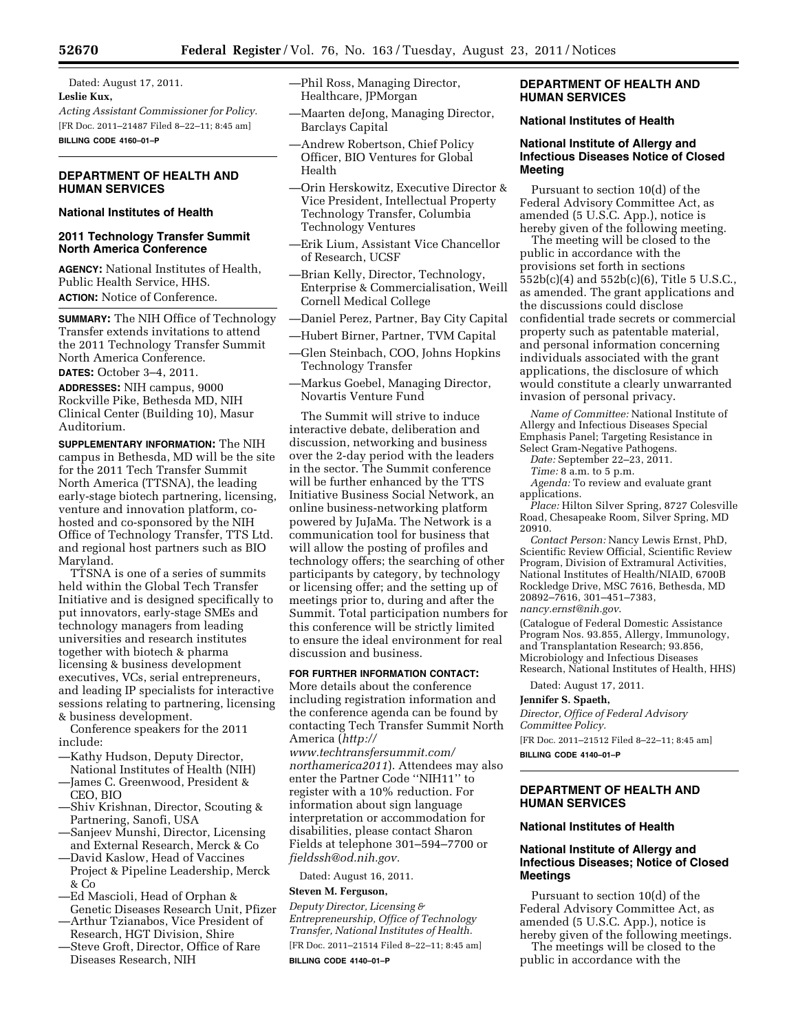Dated: August 17, 2011.

**Leslie Kux,**

*Acting Assistant Commissioner for Policy.*

[FR Doc. 2011–21487 Filed 8–22–11; 8:45 am]

**BILLING CODE 4160–01–P**

## DEPARTMENT OF HEALTH AND HUMAN SERVICES

### National Institutes of Health

### 2011 Technology Transfer Summit North America Conference

**AGENCY:** National Institutes of Health, Public Health Service, HHS.

**ACTION:** Notice of Conference.

**SUMMARY:** The NIH Office of Technology Transfer extends invitations to attend the 2011 Technology Transfer Summit North America Conference.

**DATES:** October 3–4, 2011.

**ADDRESSES:** NIH campus, 9000 Rockville Pike, Bethesda MD, NIH Clinical Center (Building 10), Masur Auditorium.

**SUPPLEMENTARY INFORMATION:** The NIH campus in Bethesda, MD will be the site for the 2011 Tech Transfer Summit North America (TTSNA), the leading early-stage biotech partnering, licensing, venture and innovation platform, co-hosted and co-sponsored by the NIH Office of Technology Transfer, TTS Ltd. and regional host partners such as BIO Maryland.

TTSNA is one of a series of summits held within the Global Tech Transfer Initiative and is designed specifically to put innovators, early-stage SMEs and technology managers from leading universities and research institutes together with biotech & pharma licensing & business development executives, VCs, serial entrepreneurs, and leading IP specialists for interactive sessions relating to partnering, licensing & business development.

Conference speakers for the 2011 include:

—Kathy Hudson, Deputy Director, National Institutes of Health (NIH)

—James C. Greenwood, President & CEO, BIO

—Shiv Krishnan, Director, Scouting & Partnering, Sanofi, USA

—Sanjeev Munshi, Director, Licensing and External Research, Merck & Co

—David Kaslow, Head of Vaccines Project & Pipeline Leadership, Merck & Co

—Ed Mascioli, Head of Orphan & Genetic Diseases Research Unit, Pfizer

—Arthur Tzianabos, Vice President of Research, HGT Division, Shire

—Steve Groft, Director, Office of Rare Diseases Research, NIH

—Phil Ross, Managing Director, Healthcare, JPMorgan

—Maarten deJong, Managing Director, Barclays Capital

—Andrew Robertson, Chief Policy Officer, BIO Ventures for Global Health

—Orin Herskowitz, Executive Director & Vice President, Intellectual Property Technology Transfer, Columbia Technology Ventures

—Erik Lium, Assistant Vice Chancellor of Research, UCSF

—Brian Kelly, Director, Technology, Enterprise & Commercialisation, Weill Cornell Medical College

—Daniel Perez, Partner, Bay City Capital

—Hubert Birner, Partner, TVM Capital

—Glen Steinbach, COO, Johns Hopkins Technology Transfer

—Markus Goebel, Managing Director, Novartis Venture Fund

The Summit will strive to induce interactive debate, deliberation and discussion, networking and business over the 2-day period with the leaders in the sector. The Summit conference will be further enhanced by the TTS Initiative Business Social Network, an online business-networking platform powered by JuJaMa. The Network is a communication tool for business that will allow the posting of profiles and technology offers; the searching of other participants by category, by technology or licensing offer; and the setting up of meetings prior to, during and after the Summit. Total participation numbers for this conference will be strictly limited to ensure the ideal environment for real discussion and business.

**FOR FURTHER INFORMATION CONTACT:** More details about the conference including registration information and the conference agenda can be found by contacting Tech Transfer Summit North America (*http://www.techtransfersummit.com/northamerica2011*). Attendees may also enter the Partner Code ''NIH11'' to register with a 10% reduction. For information about sign language interpretation or accommodation for disabilities, please contact Sharon Fields at telephone 301–594–7700 or *fieldssh@od.nih.gov*.

Dated: August 16, 2011.

**Steven M. Ferguson,**

*Deputy Director, Licensing & Entrepreneurship, Office of Technology Transfer, National Institutes of Health.*

[FR Doc. 2011–21514 Filed 8–22–11; 8:45 am]

**BILLING CODE 4140–01–P**

## DEPARTMENT OF HEALTH AND HUMAN SERVICES

### National Institutes of Health

### National Institute of Allergy and Infectious Diseases Notice of Closed Meeting

Pursuant to section 10(d) of the Federal Advisory Committee Act, as amended (5 U.S.C. App.), notice is hereby given of the following meeting.

The meeting will be closed to the public in accordance with the provisions set forth in sections 552b(c)(4) and 552b(c)(6), Title 5 U.S.C., as amended. The grant applications and the discussions could disclose confidential trade secrets or commercial property such as patentable material, and personal information concerning individuals associated with the grant applications, the disclosure of which would constitute a clearly unwarranted invasion of personal privacy.

*Name of Committee:* National Institute of Allergy and Infectious Diseases Special Emphasis Panel; Targeting Resistance in Select Gram-Negative Pathogens.

*Date:* September 22–23, 2011.

*Time:* 8 a.m. to 5 p.m.

*Agenda:* To review and evaluate grant applications.

*Place:* Hilton Silver Spring, 8727 Colesville Road, Chesapeake Room, Silver Spring, MD 20910.

*Contact Person:* Nancy Lewis Ernst, PhD, Scientific Review Official, Scientific Review Program, Division of Extramural Activities, National Institutes of Health/NIAID, 6700B Rockledge Drive, MSC 7616, Bethesda, MD 20892–7616, 301–451–7383, *nancy.ernst@nih.gov*.

(Catalogue of Federal Domestic Assistance Program Nos. 93.855, Allergy, Immunology, and Transplantation Research; 93.856, Microbiology and Infectious Diseases Research, National Institutes of Health, HHS)

Dated: August 17, 2011.

**Jennifer S. Spaeth,**

*Director, Office of Federal Advisory Committee Policy.*

[FR Doc. 2011–21512 Filed 8–22–11; 8:45 am]

**BILLING CODE 4140–01–P**

## DEPARTMENT OF HEALTH AND HUMAN SERVICES

### National Institutes of Health

### National Institute of Allergy and Infectious Diseases; Notice of Closed Meetings

Pursuant to section 10(d) of the Federal Advisory Committee Act, as amended (5 U.S.C. App.), notice is hereby given of the following meetings.

The meetings will be closed to the public in accordance with the